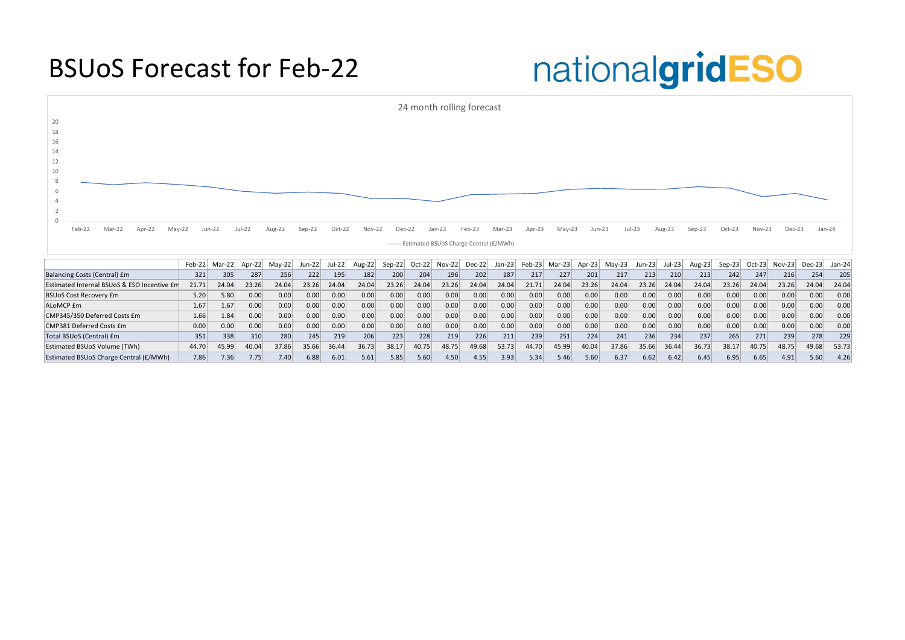# BSUoS Forecast for Feb-22

nationalgridESO

24 month rolling forecast

| | Feb-22 | Mar-22 | Apr-22 | May-22 | Jun-22 | Jul-22 | Aug-22 | Sep-22 | Oct-22 | Nov-22 | Dec-22 | Jan-23 | Feb-23 | Mar-23 | Apr-23 | May-23 | Jun-23 | Jul-23 | Aug-23 | Sep-23 | Oct-23 | Nov-23 | Dec-23 | Jan-24 |
|---|---|---|---|---|---|---|---|---|---|---|---|---|---|---|---|---|---|---|---|---|---|---|---|---|
| Balancing Costs (Central) £m | 321 | 305 | 287 | 256 | 222 | 195 | 182 | 200 | 204 | 196 | 202 | 187 | 217 | 227 | 201 | 217 | 213 | 210 | 213 | 242 | 247 | 216 | 254 | 205 |
| Estimated Internal BSUoS & ESO Incentive £m | 21.71 | 24.04 | 23.26 | 24.04 | 23.26 | 24.04 | 24.04 | 23.26 | 24.04 | 23.26 | 24.04 | 24.04 | 21.71 | 24.04 | 23.26 | 24.04 | 23.26 | 24.04 | 24.04 | 23.26 | 24.04 | 23.26 | 24.04 | 24.04 |
| BSUoS Cost Recovery £m | 5.20 | 5.80 | 0.00 | 0.00 | 0.00 | 0.00 | 0.00 | 0.00 | 0.00 | 0.00 | 0.00 | 0.00 | 0.00 | 0.00 | 0.00 | 0.00 | 0.00 | 0.00 | 0.00 | 0.00 | 0.00 | 0.00 | 0.00 | 0.00 |
| ALoMCP £m | 1.67 | 1.67 | 0.00 | 0.00 | 0.00 | 0.00 | 0.00 | 0.00 | 0.00 | 0.00 | 0.00 | 0.00 | 0.00 | 0.00 | 0.00 | 0.00 | 0.00 | 0.00 | 0.00 | 0.00 | 0.00 | 0.00 | 0.00 | 0.00 |
| CMP345/350 Deferred Costs £m | 1.66 | 1.84 | 0.00 | 0.00 | 0.00 | 0.00 | 0.00 | 0.00 | 0.00 | 0.00 | 0.00 | 0.00 | 0.00 | 0.00 | 0.00 | 0.00 | 0.00 | 0.00 | 0.00 | 0.00 | 0.00 | 0.00 | 0.00 | 0.00 |
| CMP381 Deferred Costs £m | 0.00 | 0.00 | 0.00 | 0.00 | 0.00 | 0.00 | 0.00 | 0.00 | 0.00 | 0.00 | 0.00 | 0.00 | 0.00 | 0.00 | 0.00 | 0.00 | 0.00 | 0.00 | 0.00 | 0.00 | 0.00 | 0.00 | 0.00 | 0.00 |
| Total BSUoS (Central) £m | 351 | 338 | 310 | 280 | 245 | 219 | 206 | 223 | 228 | 219 | 226 | 211 | 239 | 251 | 224 | 241 | 236 | 234 | 237 | 265 | 271 | 239 | 278 | 229 |
| Estimated BSUoS Volume (TWh) | 44.70 | 45.99 | 40.04 | 37.86 | 35.66 | 36.44 | 36.73 | 38.17 | 40.75 | 48.75 | 49.68 | 53.73 | 44.70 | 45.99 | 40.04 | 37.86 | 35.66 | 36.44 | 36.73 | 38.17 | 40.75 | 48.75 | 49.68 | 53.73 |
| Estimated BSUoS Charge Central (£/MWh) | 7.86 | 7.36 | 7.75 | 7.40 | 6.88 | 6.01 | 5.61 | 5.85 | 5.60 | 4.50 | 4.55 | 3.93 | 5.34 | 5.46 | 5.60 | 6.37 | 6.62 | 6.42 | 6.45 | 6.95 | 6.65 | 4.91 | 5.60 | 4.26 |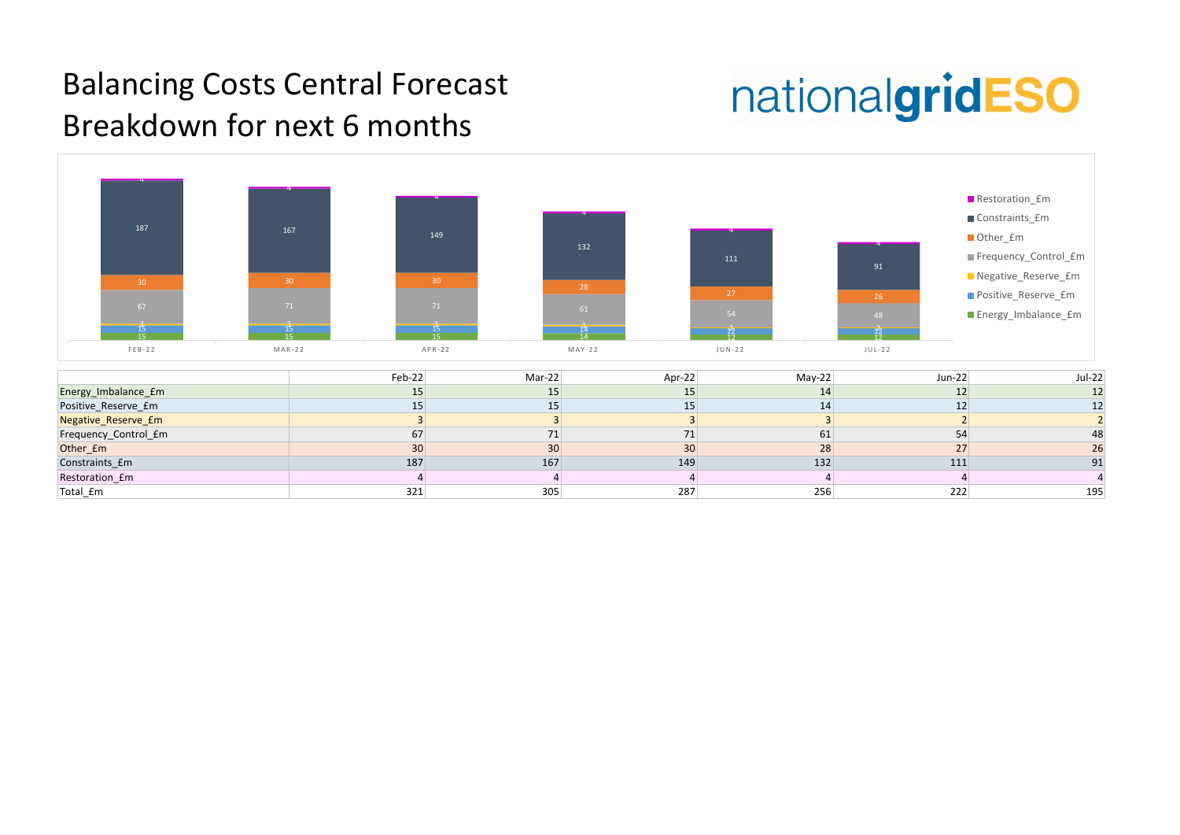# Balancing Costs Central Forecast Breakdown for next 6 months

nationalgridESO

|  | Feb-22 | Mar-22 | Apr-22 | May-22 | Jun-22 | Jul-22 |
|---|---|---|---|---|---|---|
| Energy_Imbalance_£m | 15 | 15 | 15 | 14 | 12 | 12 |
| Positive_Reserve_£m | 15 | 15 | 15 | 14 | 12 | 12 |
| Negative_Reserve_£m | 3 | 3 | 3 | 3 | 2 | 2 |
| Frequency_Control_£m | 67 | 71 | 71 | 61 | 54 | 48 |
| Other_£m | 30 | 30 | 30 | 28 | 27 | 26 |
| Constraints_£m | 187 | 167 | 149 | 132 | 111 | 91 |
| Restoration_£m | 4 | 4 | 4 | 4 | 4 | 4 |
| Total_£m | 321 | 305 | 287 | 256 | 222 | 195 |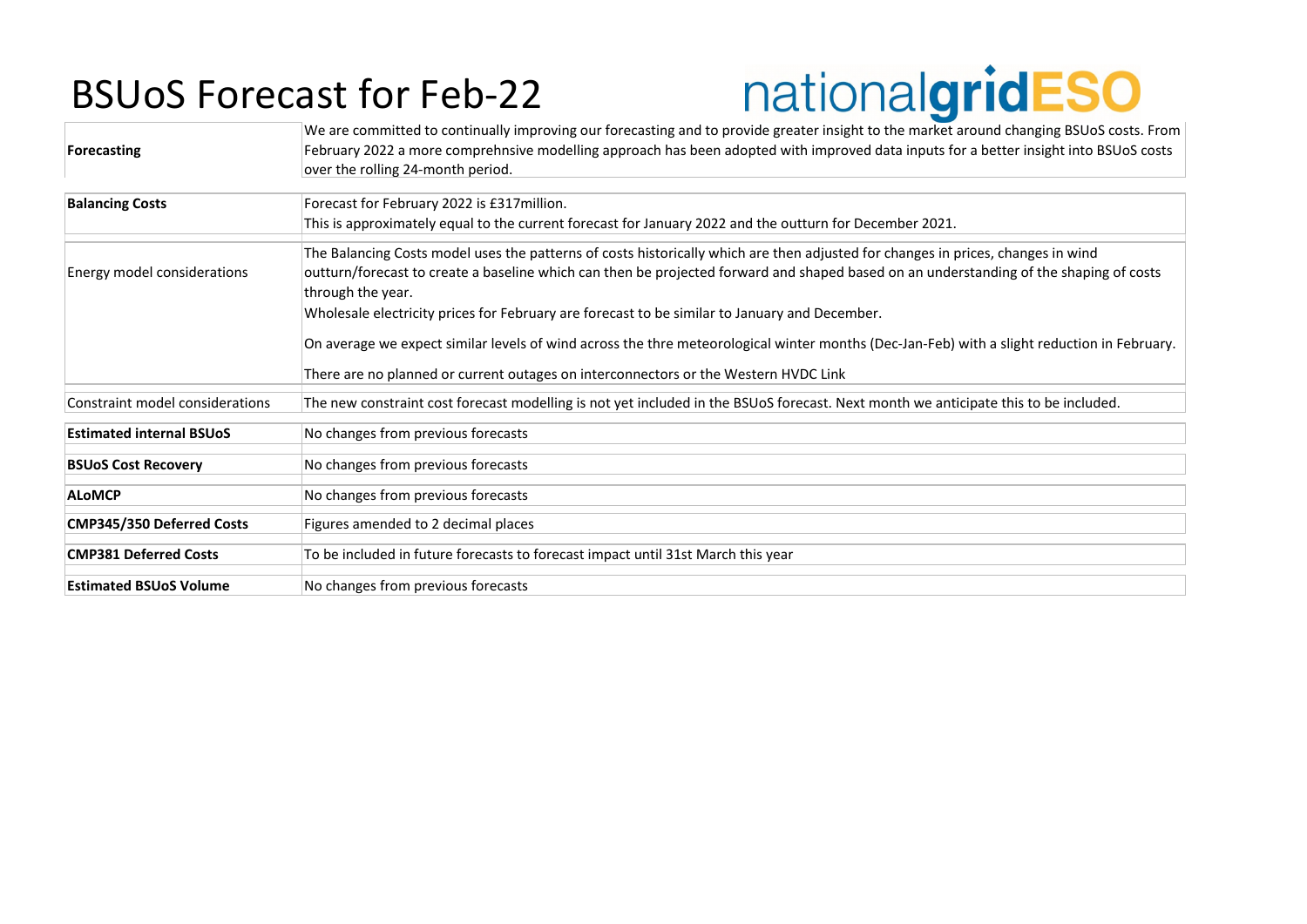# BSUoS Forecast for Feb-22

nationalgridESO

| | |
|---|---|
| **Forecasting** | We are committed to continually improving our forecasting and to provide greater insight to the market around changing BSUoS costs. From February 2022 a more comprehnsive modelling approach has been adopted with improved data inputs for a better insight into BSUoS costs over the rolling 24-month period. |
| **Balancing Costs** | Forecast for February 2022 is £317million.<br>This is approximately equal to the current forecast for January 2022 and the outturn for December 2021. |
| Energy model considerations | The Balancing Costs model uses the patterns of costs historically which are then adjusted for changes in prices, changes in wind outturn/forecast to create a baseline which can then be projected forward and shaped based on an understanding of the shaping of costs through the year.<br>Wholesale electricity prices for February are forecast to be similar to January and December.<br>On average we expect similar levels of wind across the thre meteorological winter months (Dec-Jan-Feb) with a slight reduction in February.<br>There are no planned or current outages on interconnectors or the Western HVDC Link |
| Constraint model considerations | The new constraint cost forecast modelling is not yet included in the BSUoS forecast. Next month we anticipate this to be included. |
| **Estimated internal BSUoS** | No changes from previous forecasts |
| **BSUoS Cost Recovery** | No changes from previous forecasts |
| **ALoMCP** | No changes from previous forecasts |
| **CMP345/350 Deferred Costs** | Figures amended to 2 decimal places |
| **CMP381 Deferred Costs** | To be included in future forecasts to forecast impact until 31st March this year |
| **Estimated BSUoS Volume** | No changes from previous forecasts |